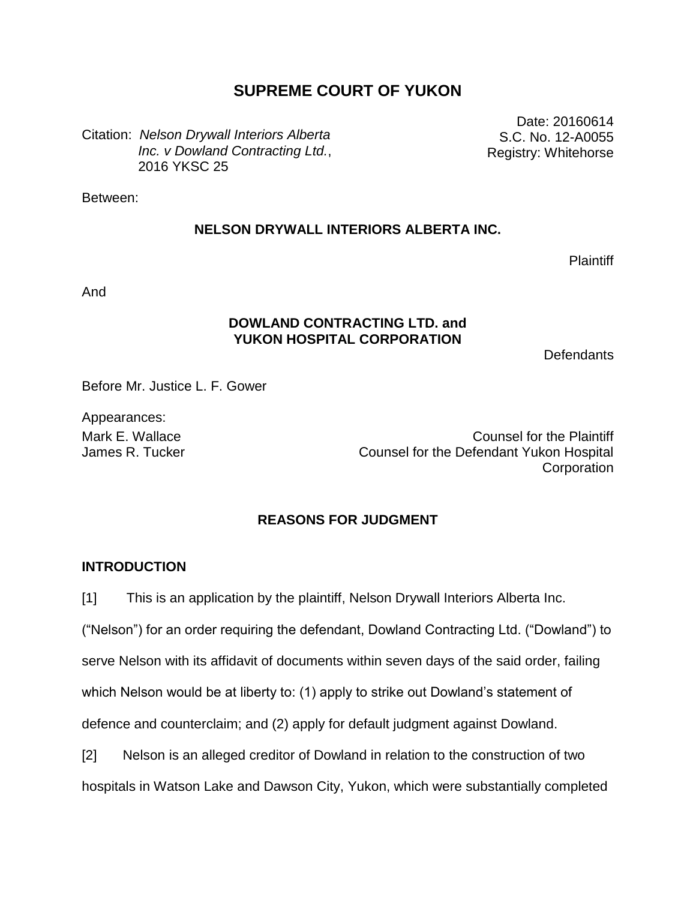# SUPREME COURT OF YUKON

Citation: *Nelson Drywall Interiors Alberta Inc. v Dowland Contracting Ltd.*, 2016 YKSC 25

Date: 20160614
S.C. No. 12-A0055
Registry: Whitehorse

Between:

**NELSON DRYWALL INTERIORS ALBERTA INC.**

Plaintiff

And

**DOWLAND CONTRACTING LTD. and YUKON HOSPITAL CORPORATION**

Defendants

Before Mr. Justice L. F. Gower

Appearances:

| | |
|---|---|
| Mark E. Wallace | Counsel for the Plaintiff |
| James R. Tucker | Counsel for the Defendant Yukon Hospital Corporation |

## REASONS FOR JUDGMENT

### INTRODUCTION

[1] This is an application by the plaintiff, Nelson Drywall Interiors Alberta Inc. ("Nelson") for an order requiring the defendant, Dowland Contracting Ltd. ("Dowland") to serve Nelson with its affidavit of documents within seven days of the said order, failing which Nelson would be at liberty to: (1) apply to strike out Dowland's statement of defence and counterclaim; and (2) apply for default judgment against Dowland.

[2] Nelson is an alleged creditor of Dowland in relation to the construction of two hospitals in Watson Lake and Dawson City, Yukon, which were substantially completed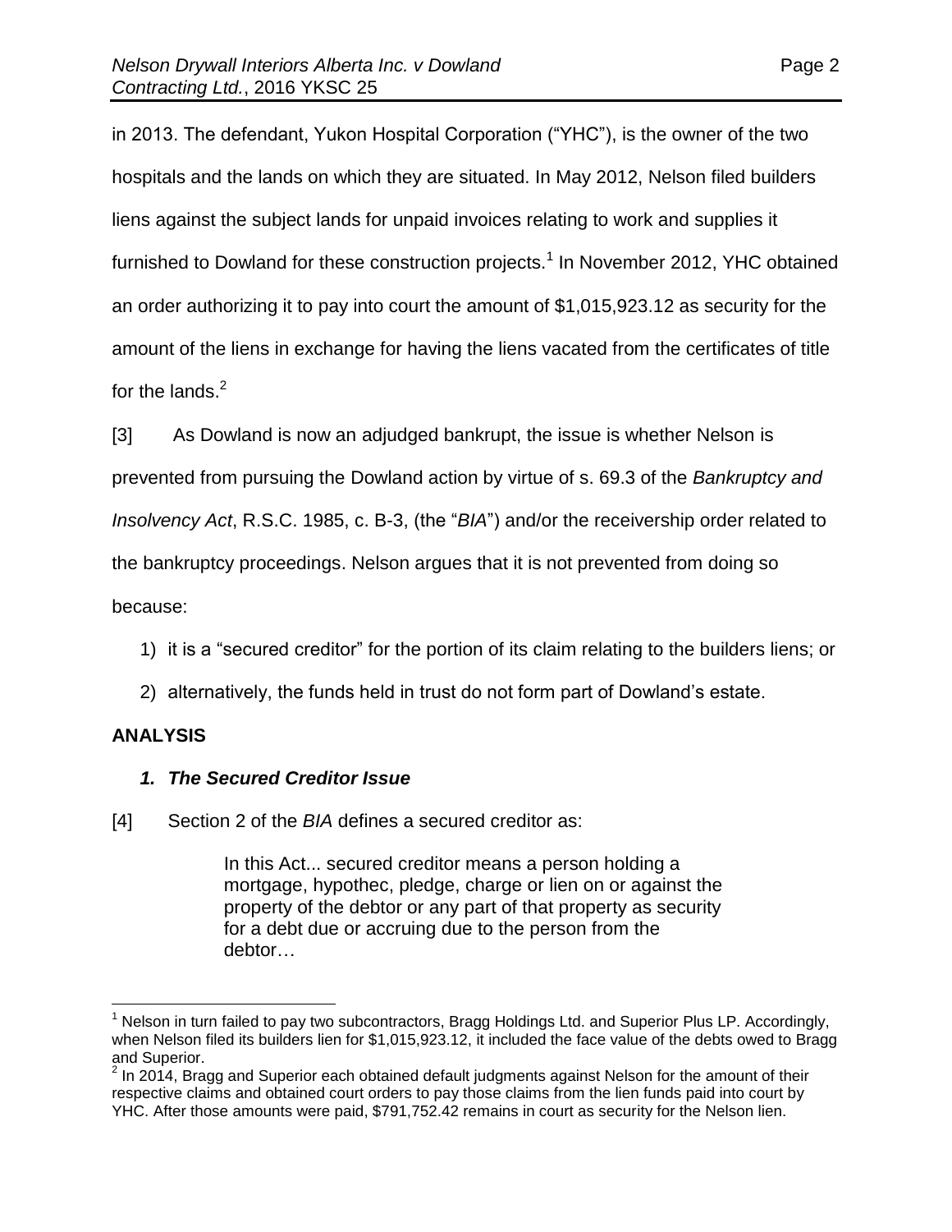in 2013. The defendant, Yukon Hospital Corporation ("YHC"), is the owner of the two hospitals and the lands on which they are situated. In May 2012, Nelson filed builders liens against the subject lands for unpaid invoices relating to work and supplies it furnished to Dowland for these construction projects.[1] In November 2012, YHC obtained an order authorizing it to pay into court the amount of $1,015,923.12 as security for the amount of the liens in exchange for having the liens vacated from the certificates of title for the lands.[2]

[3] As Dowland is now an adjudged bankrupt, the issue is whether Nelson is prevented from pursuing the Dowland action by virtue of s. 69.3 of the *Bankruptcy and Insolvency Act*, R.S.C. 1985, c. B-3, (the "*BIA*") and/or the receivership order related to the bankruptcy proceedings. Nelson argues that it is not prevented from doing so because:

1) it is a "secured creditor" for the portion of its claim relating to the builders liens; or
2) alternatively, the funds held in trust do not form part of Dowland's estate.

## ANALYSIS

### *1. The Secured Creditor Issue*

[4] Section 2 of the *BIA* defines a secured creditor as:

> In this Act... secured creditor means a person holding a mortgage, hypothec, pledge, charge or lien on or against the property of the debtor or any part of that property as security for a debt due or accruing due to the person from the debtor…

---

[1] Nelson in turn failed to pay two subcontractors, Bragg Holdings Ltd. and Superior Plus LP. Accordingly, when Nelson filed its builders lien for $1,015,923.12, it included the face value of the debts owed to Bragg and Superior.

[2] In 2014, Bragg and Superior each obtained default judgments against Nelson for the amount of their respective claims and obtained court orders to pay those claims from the lien funds paid into court by YHC. After those amounts were paid, $791,752.42 remains in court as security for the Nelson lien.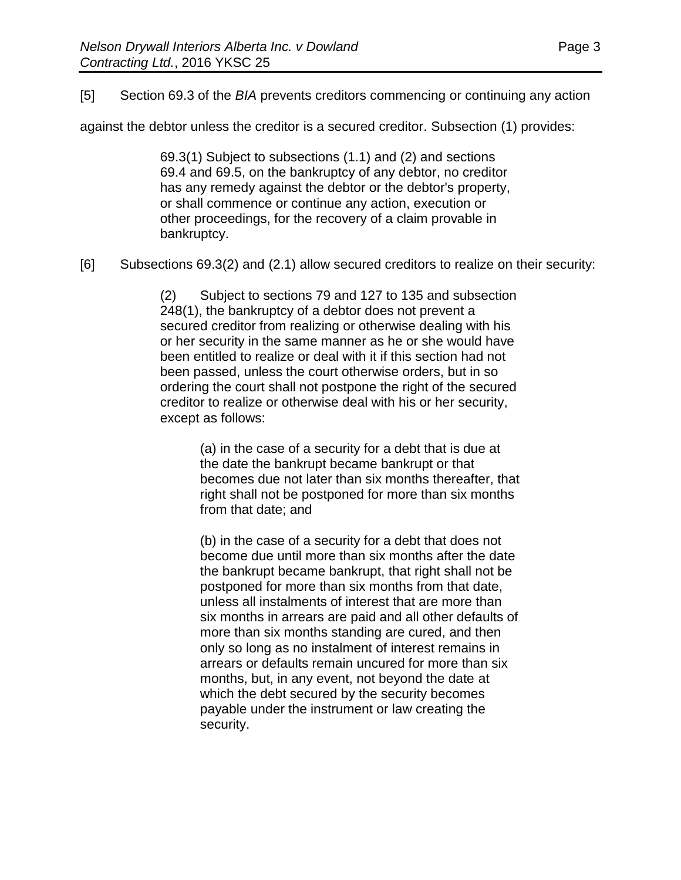[5] Section 69.3 of the *BIA* prevents creditors commencing or continuing any action against the debtor unless the creditor is a secured creditor. Subsection (1) provides:

> 69.3(1) Subject to subsections (1.1) and (2) and sections 69.4 and 69.5, on the bankruptcy of any debtor, no creditor has any remedy against the debtor or the debtor's property, or shall commence or continue any action, execution or other proceedings, for the recovery of a claim provable in bankruptcy.

[6] Subsections 69.3(2) and (2.1) allow secured creditors to realize on their security:

> (2) Subject to sections 79 and 127 to 135 and subsection 248(1), the bankruptcy of a debtor does not prevent a secured creditor from realizing or otherwise dealing with his or her security in the same manner as he or she would have been entitled to realize or deal with it if this section had not been passed, unless the court otherwise orders, but in so ordering the court shall not postpone the right of the secured creditor to realize or otherwise deal with his or her security, except as follows:
>
> > (a) in the case of a security for a debt that is due at the date the bankrupt became bankrupt or that becomes due not later than six months thereafter, that right shall not be postponed for more than six months from that date; and
> >
> > (b) in the case of a security for a debt that does not become due until more than six months after the date the bankrupt became bankrupt, that right shall not be postponed for more than six months from that date, unless all instalments of interest that are more than six months in arrears are paid and all other defaults of more than six months standing are cured, and then only so long as no instalment of interest remains in arrears or defaults remain uncured for more than six months, but, in any event, not beyond the date at which the debt secured by the security becomes payable under the instrument or law creating the security.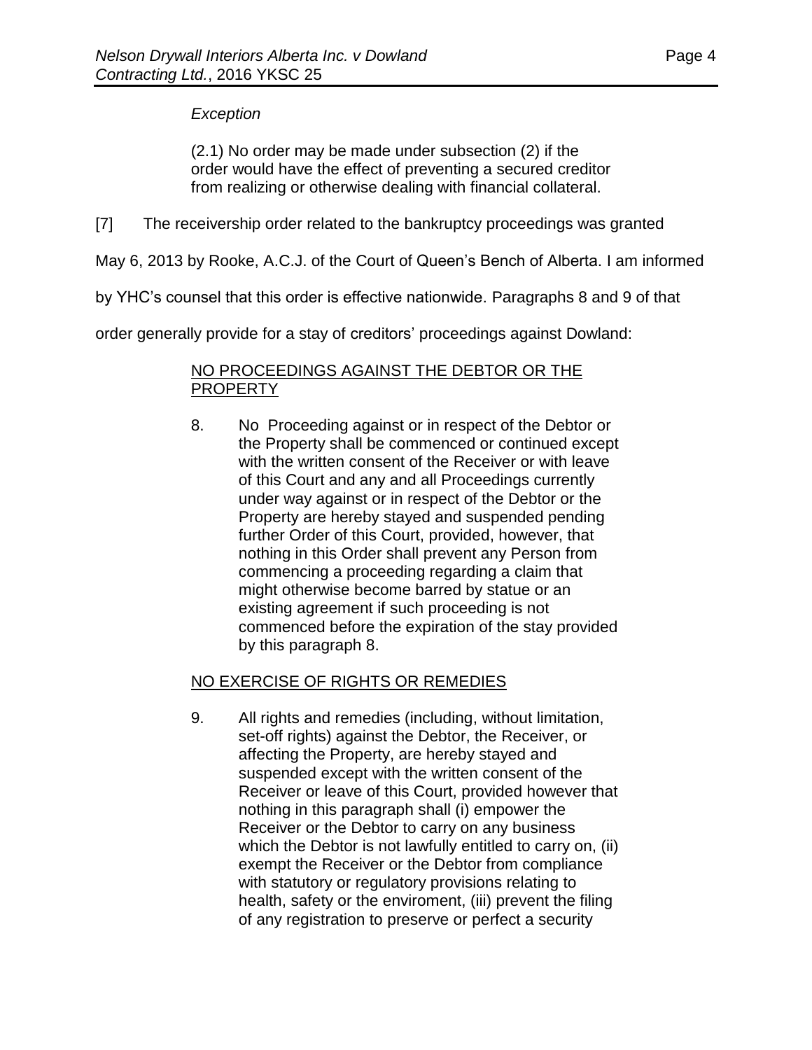*Exception*

> (2.1) No order may be made under subsection (2) if the order would have the effect of preventing a secured creditor from realizing or otherwise dealing with financial collateral.

[7] The receivership order related to the bankruptcy proceedings was granted May 6, 2013 by Rooke, A.C.J. of the Court of Queen's Bench of Alberta. I am informed by YHC's counsel that this order is effective nationwide. Paragraphs 8 and 9 of that order generally provide for a stay of creditors' proceedings against Dowland:

> <u>NO PROCEEDINGS AGAINST THE DEBTOR OR THE PROPERTY</u>
>
> 8. No Proceeding against or in respect of the Debtor or the Property shall be commenced or continued except with the written consent of the Receiver or with leave of this Court and any and all Proceedings currently under way against or in respect of the Debtor or the Property are hereby stayed and suspended pending further Order of this Court, provided, however, that nothing in this Order shall prevent any Person from commencing a proceeding regarding a claim that might otherwise become barred by statue or an existing agreement if such proceeding is not commenced before the expiration of the stay provided by this paragraph 8.
>
> <u>NO EXERCISE OF RIGHTS OR REMEDIES</u>
>
> 9. All rights and remedies (including, without limitation, set-off rights) against the Debtor, the Receiver, or affecting the Property, are hereby stayed and suspended except with the written consent of the Receiver or leave of this Court, provided however that nothing in this paragraph shall (i) empower the Receiver or the Debtor to carry on any business which the Debtor is not lawfully entitled to carry on, (ii) exempt the Receiver or the Debtor from compliance with statutory or regulatory provisions relating to health, safety or the enviroment, (iii) prevent the filing of any registration to preserve or perfect a security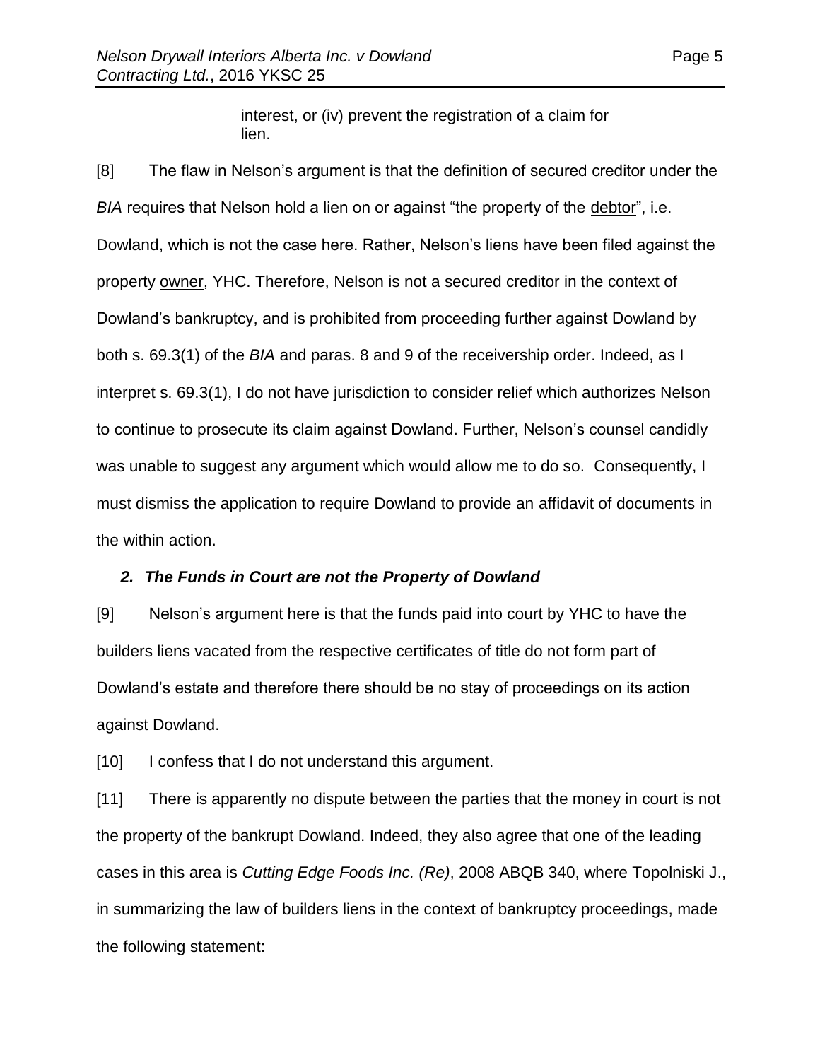interest, or (iv) prevent the registration of a claim for lien.

[8] The flaw in Nelson's argument is that the definition of secured creditor under the *BIA* requires that Nelson hold a lien on or against "the property of the debtor", i.e. Dowland, which is not the case here. Rather, Nelson's liens have been filed against the property owner, YHC. Therefore, Nelson is not a secured creditor in the context of Dowland's bankruptcy, and is prohibited from proceeding further against Dowland by both s. 69.3(1) of the *BIA* and paras. 8 and 9 of the receivership order. Indeed, as I interpret s. 69.3(1), I do not have jurisdiction to consider relief which authorizes Nelson to continue to prosecute its claim against Dowland. Further, Nelson's counsel candidly was unable to suggest any argument which would allow me to do so. Consequently, I must dismiss the application to require Dowland to provide an affidavit of documents in the within action.

### *2. The Funds in Court are not the Property of Dowland*

[9] Nelson's argument here is that the funds paid into court by YHC to have the builders liens vacated from the respective certificates of title do not form part of Dowland's estate and therefore there should be no stay of proceedings on its action against Dowland.

[10] I confess that I do not understand this argument.

[11] There is apparently no dispute between the parties that the money in court is not the property of the bankrupt Dowland. Indeed, they also agree that one of the leading cases in this area is *Cutting Edge Foods Inc. (Re)*, 2008 ABQB 340, where Topolniski J., in summarizing the law of builders liens in the context of bankruptcy proceedings, made the following statement: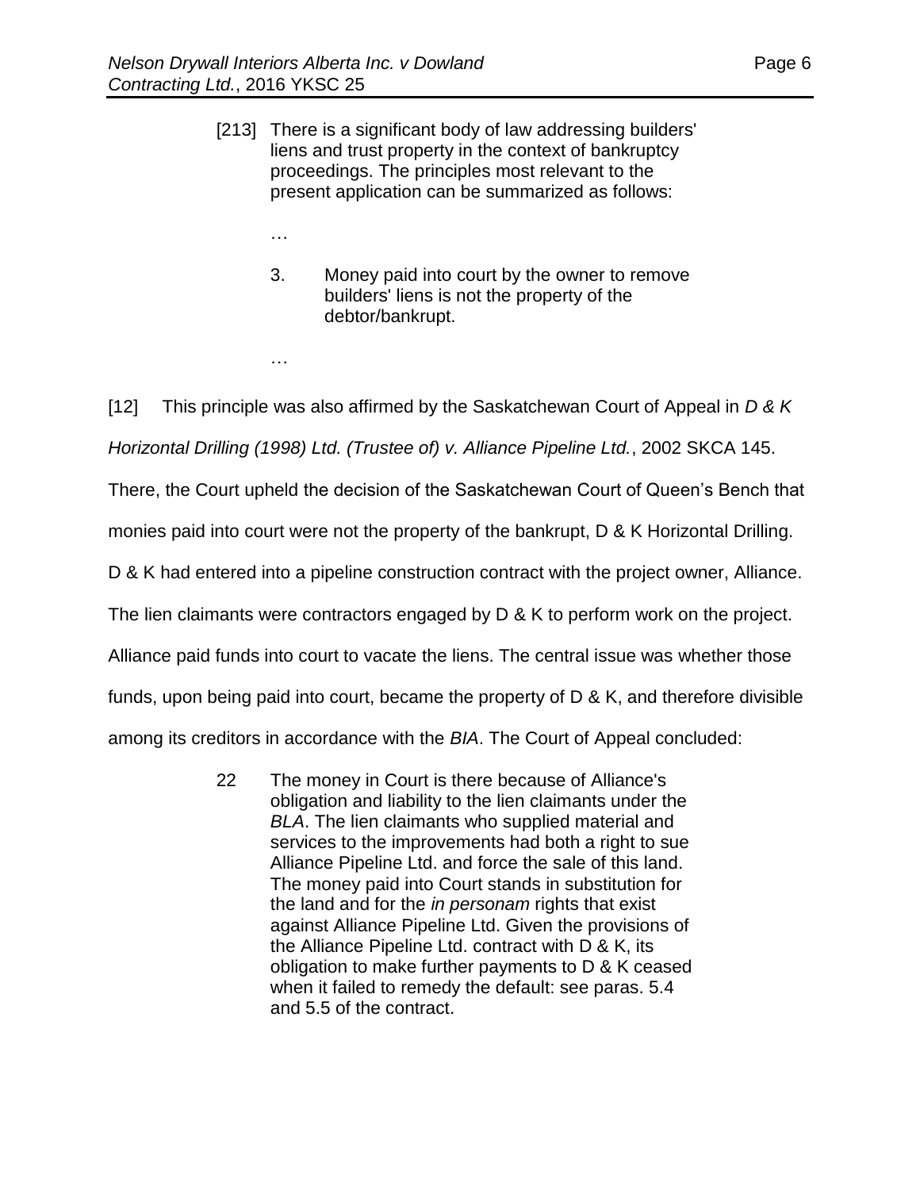> [213] There is a significant body of law addressing builders' liens and trust property in the context of bankruptcy proceedings. The principles most relevant to the present application can be summarized as follows:
>
> …
>
> 3. Money paid into court by the owner to remove builders' liens is not the property of the debtor/bankrupt.
>
> …

[12] This principle was also affirmed by the Saskatchewan Court of Appeal in *D & K Horizontal Drilling (1998) Ltd. (Trustee of) v. Alliance Pipeline Ltd.*, 2002 SKCA 145. There, the Court upheld the decision of the Saskatchewan Court of Queen's Bench that monies paid into court were not the property of the bankrupt, D & K Horizontal Drilling. D & K had entered into a pipeline construction contract with the project owner, Alliance. The lien claimants were contractors engaged by D & K to perform work on the project. Alliance paid funds into court to vacate the liens. The central issue was whether those funds, upon being paid into court, became the property of D & K, and therefore divisible among its creditors in accordance with the *BIA*. The Court of Appeal concluded:

> 22 The money in Court is there because of Alliance's obligation and liability to the lien claimants under the *BLA*. The lien claimants who supplied material and services to the improvements had both a right to sue Alliance Pipeline Ltd. and force the sale of this land. The money paid into Court stands in substitution for the land and for the *in personam* rights that exist against Alliance Pipeline Ltd. Given the provisions of the Alliance Pipeline Ltd. contract with D & K, its obligation to make further payments to D & K ceased when it failed to remedy the default: see paras. 5.4 and 5.5 of the contract.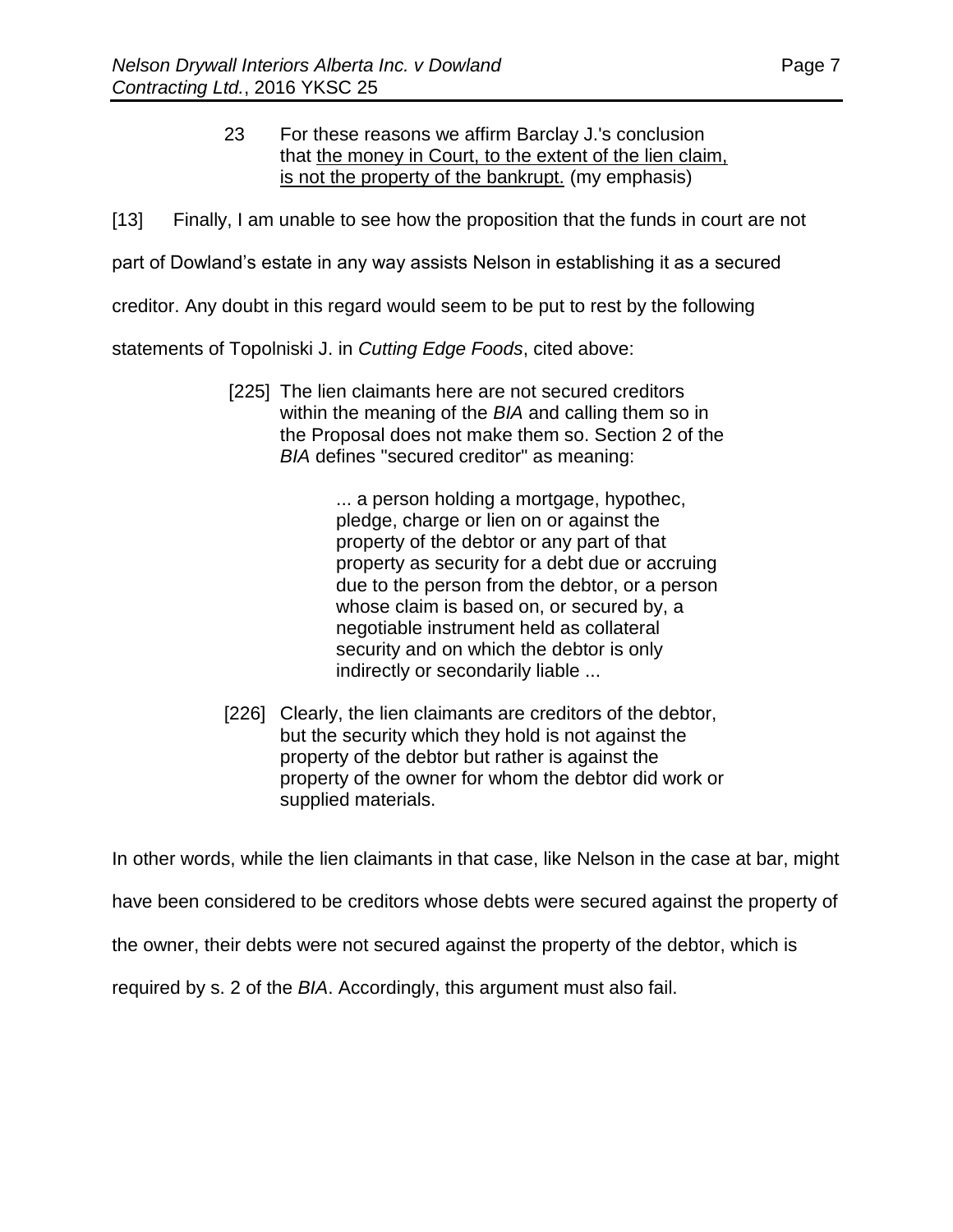> 23 For these reasons we affirm Barclay J.'s conclusion that <u>the money in Court, to the extent of the lien claim, is not the property of the bankrupt.</u> (my emphasis)

[13] Finally, I am unable to see how the proposition that the funds in court are not part of Dowland's estate in any way assists Nelson in establishing it as a secured creditor. Any doubt in this regard would seem to be put to rest by the following statements of Topolniski J. in *Cutting Edge Foods*, cited above:

> [225] The lien claimants here are not secured creditors within the meaning of the *BIA* and calling them so in the Proposal does not make them so. Section 2 of the *BIA* defines "secured creditor" as meaning:
>
> > ... a person holding a mortgage, hypothec, pledge, charge or lien on or against the property of the debtor or any part of that property as security for a debt due or accruing due to the person from the debtor, or a person whose claim is based on, or secured by, a negotiable instrument held as collateral security and on which the debtor is only indirectly or secondarily liable ...
>
> [226] Clearly, the lien claimants are creditors of the debtor, but the security which they hold is not against the property of the debtor but rather is against the property of the owner for whom the debtor did work or supplied materials.

In other words, while the lien claimants in that case, like Nelson in the case at bar, might have been considered to be creditors whose debts were secured against the property of the owner, their debts were not secured against the property of the debtor, which is required by s. 2 of the *BIA*. Accordingly, this argument must also fail.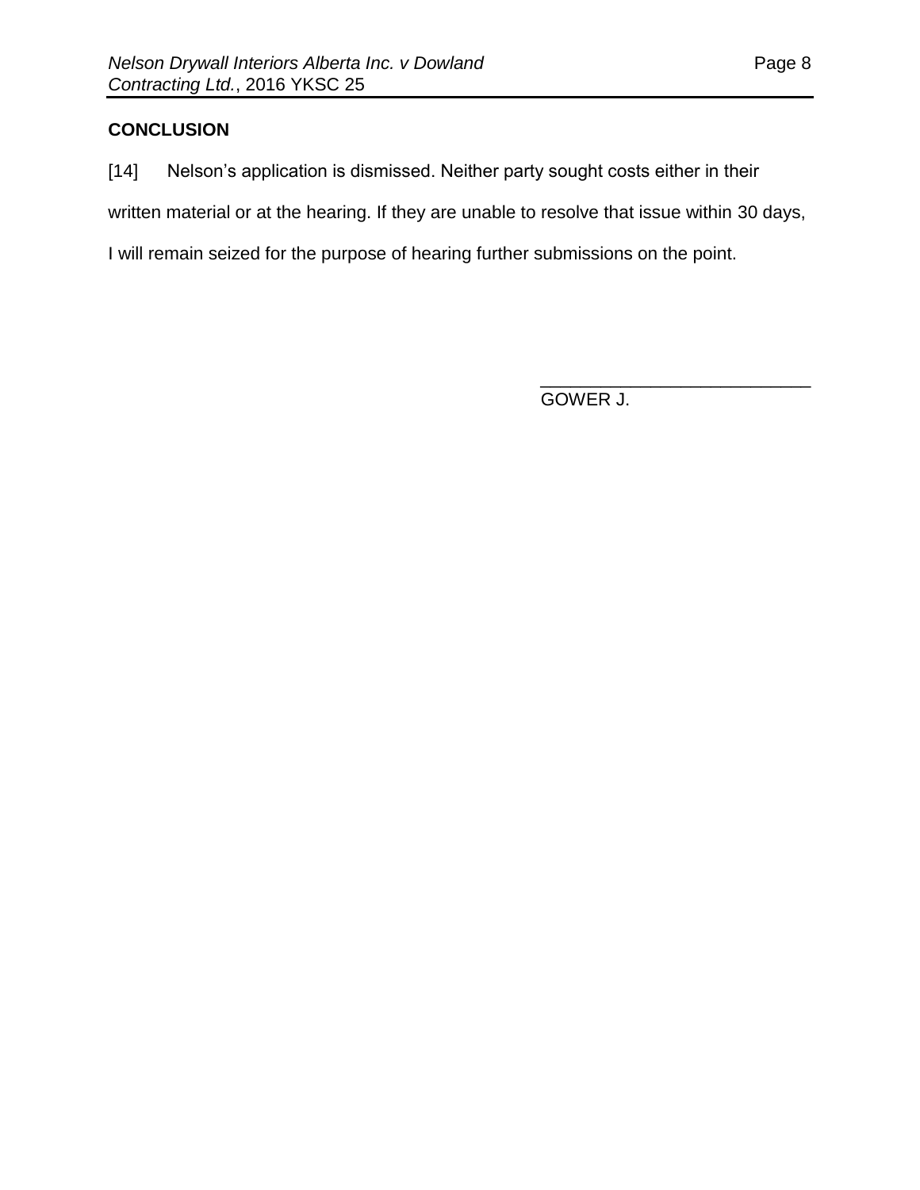**CONCLUSION**

[14] Nelson's application is dismissed. Neither party sought costs either in their written material or at the hearing. If they are unable to resolve that issue within 30 days, I will remain seized for the purpose of hearing further submissions on the point.

___________________________
GOWER J.